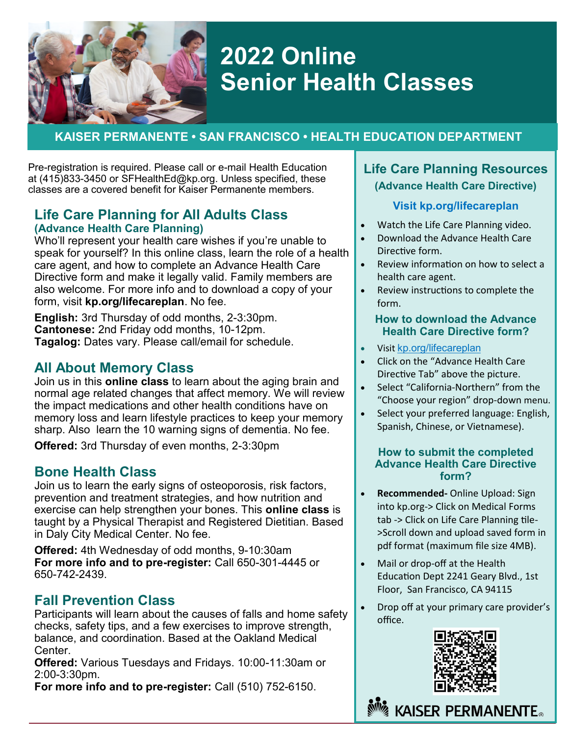# 2022 Online Senior Health Classes

**KAISER PERMANENTE • SAN FRANCISCO • HEALTH EDUCATION DEPARTMENT**

Pre-registration is required. Please call or e-mail Health Education at (415)833-3450 or SFHealthEd@kp.org. Unless specified, these classes are a covered benefit for Kaiser Permanente members.

## Life Care Planning for All Adults Class

**(Advance Health Care Planning)**

Who'll represent your health care wishes if you're unable to speak for yourself? In this online class, learn the role of a health care agent, and how to complete an Advance Health Care Directive form and make it legally valid. Family members are also welcome. For more info and to download a copy of your form, visit **kp.org/lifecareplan**. No fee.

**English:** 3rd Thursday of odd months, 2-3:30pm.
**Cantonese:** 2nd Friday odd months, 10-12pm.
**Tagalog:** Dates vary. Please call/email for schedule.

## All About Memory Class

Join us in this **online class** to learn about the aging brain and normal age related changes that affect memory. We will review the impact medications and other health conditions have on memory loss and learn lifestyle practices to keep your memory sharp. Also learn the 10 warning signs of dementia. No fee.

**Offered:** 3rd Thursday of even months, 2-3:30pm

## Bone Health Class

Join us to learn the early signs of osteoporosis, risk factors, prevention and treatment strategies, and how nutrition and exercise can help strengthen your bones. This **online class** is taught by a Physical Therapist and Registered Dietitian. Based in Daly City Medical Center. No fee.

**Offered:** 4th Wednesday of odd months, 9-10:30am
**For more info and to pre-register:** Call 650-301-4445 or 650-742-2439.

## Fall Prevention Class

Participants will learn about the causes of falls and home safety checks, safety tips, and a few exercises to improve strength, balance, and coordination. Based at the Oakland Medical Center.
**Offered:** Various Tuesdays and Fridays. 10:00-11:30am or 2:00-3:30pm.
**For more info and to pre-register:** Call (510) 752-6150.

## Life Care Planning Resources

**(Advance Health Care Directive)**

**Visit kp.org/lifecareplan**

- Watch the Life Care Planning video.
- Download the Advance Health Care Directive form.
- Review information on how to select a health care agent.
- Review instructions to complete the form.

### How to download the Advance Health Care Directive form?

- Visit kp.org/lifecareplan
- Click on the "Advance Health Care Directive Tab" above the picture.
- Select "California-Northern" from the "Choose your region" drop-down menu.
- Select your preferred language: English, Spanish, Chinese, or Vietnamese).

### How to submit the completed Advance Health Care Directive form?

- **Recommended-** Online Upload: Sign into kp.org-> Click on Medical Forms tab -> Click on Life Care Planning tile->Scroll down and upload saved form in pdf format (maximum file size 4MB).
- Mail or drop-off at the Health Education Dept 2241 Geary Blvd., 1st Floor, San Francisco, CA 94115
- Drop off at your primary care provider's office.

KAISER PERMANENTE®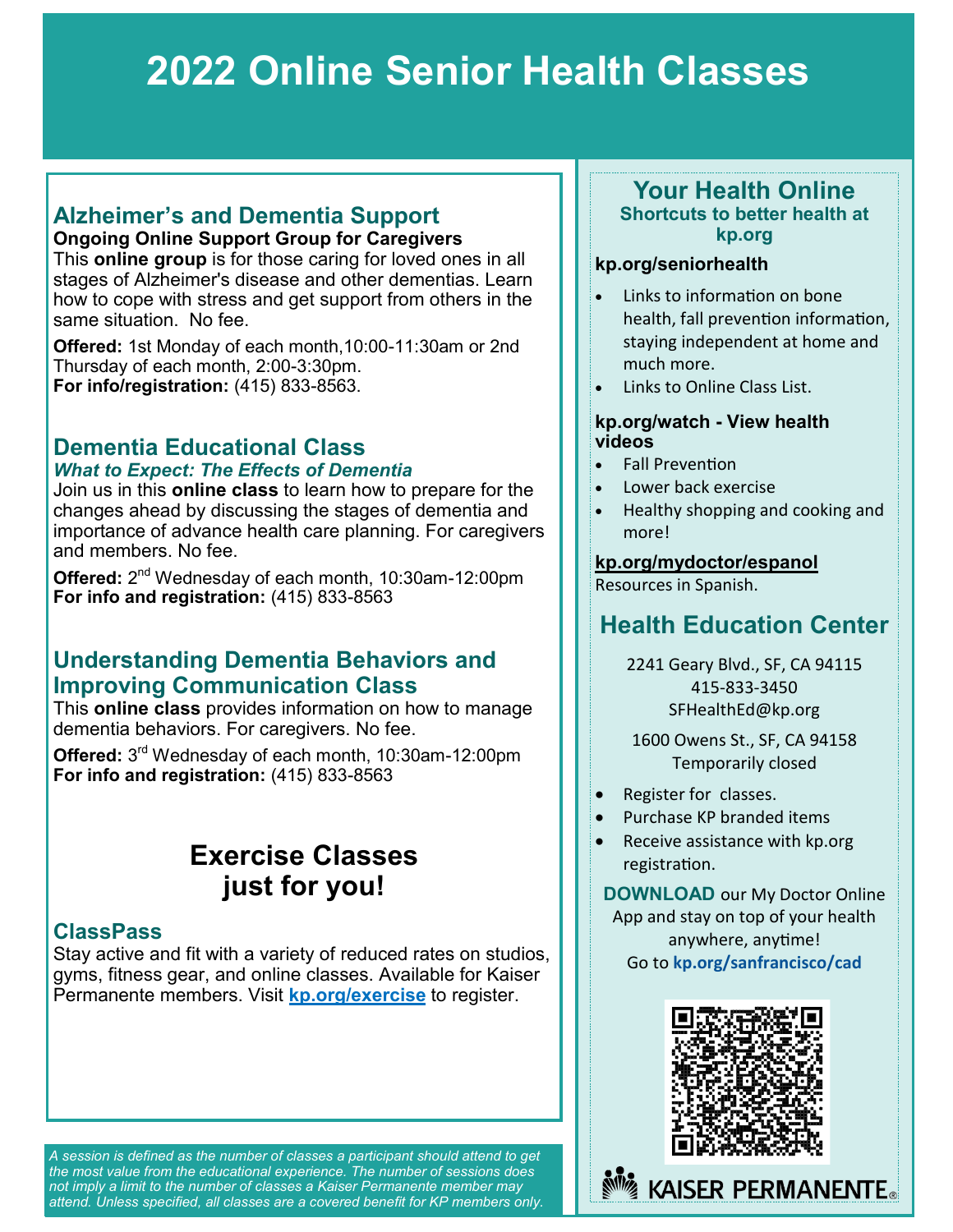# 2022 Online Senior Health Classes

## Alzheimer's and Dementia Support

**Ongoing Online Support Group for Caregivers**

This **online group** is for those caring for loved ones in all stages of Alzheimer's disease and other dementias. Learn how to cope with stress and get support from others in the same situation. No fee.

**Offered:** 1st Monday of each month,10:00-11:30am or 2nd Thursday of each month, 2:00-3:30pm.
**For info/registration:** (415) 833-8563.

## Dementia Educational Class

***What to Expect: The Effects of Dementia***

Join us in this **online class** to learn how to prepare for the changes ahead by discussing the stages of dementia and importance of advance health care planning. For caregivers and members. No fee.

**Offered:** 2nd Wednesday of each month, 10:30am-12:00pm
**For info and registration:** (415) 833-8563

## Understanding Dementia Behaviors and Improving Communication Class

This **online class** provides information on how to manage dementia behaviors. For caregivers. No fee.

**Offered:** 3rd Wednesday of each month, 10:30am-12:00pm
**For info and registration:** (415) 833-8563

## Exercise Classes just for you!

### ClassPass

Stay active and fit with a variety of reduced rates on studios, gyms, fitness gear, and online classes. Available for Kaiser Permanente members. Visit **kp.org/exercise** to register.

*A session is defined as the number of classes a participant should attend to get the most value from the educational experience. The number of sessions does not imply a limit to the number of classes a Kaiser Permanente member may attend. Unless specified, all classes are a covered benefit for KP members only.*

## Your Health Online

**Shortcuts to better health at kp.org**

**kp.org/seniorhealth**

- Links to information on bone health, fall prevention information, staying independent at home and much more.
- Links to Online Class List.

**kp.org/watch - View health videos**

- Fall Prevention
- Lower back exercise
- Healthy shopping and cooking and more!

**kp.org/mydoctor/espanol**
Resources in Spanish.

## Health Education Center

2241 Geary Blvd., SF, CA 94115
415-833-3450
SFHealthEd@kp.org

1600 Owens St., SF, CA 94158
Temporarily closed

- Register for classes.
- Purchase KP branded items
- Receive assistance with kp.org registration.

**DOWNLOAD** our My Doctor Online App and stay on top of your health anywhere, anytime!
Go to **kp.org/sanfrancisco/cad**

KAISER PERMANENTE®